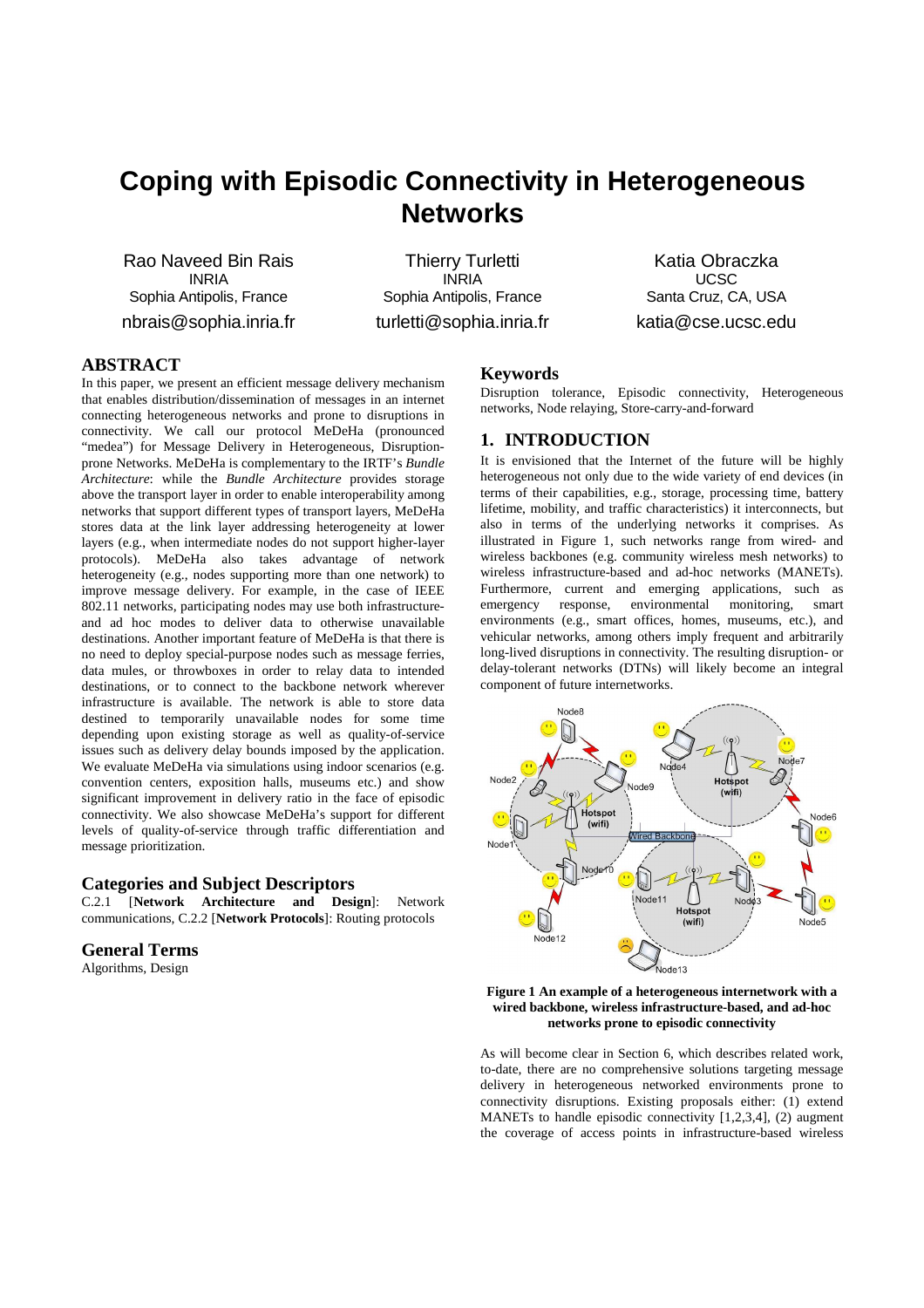# Coping with Episodic Connectivity in Heterogeneous Networks

Rao Naveed Bin Rais
INRIA
Sophia Antipolis, France
nbrais@sophia.inria.fr

Thierry Turletti
INRIA
Sophia Antipolis, France
turletti@sophia.inria.fr

Katia Obraczka
UCSC
Santa Cruz, CA, USA
katia@cse.ucsc.edu

## ABSTRACT

In this paper, we present an efficient message delivery mechanism that enables distribution/dissemination of messages in an internet connecting heterogeneous networks and prone to disruptions in connectivity. We call our protocol MeDeHa (pronounced "medea") for Message Delivery in Heterogeneous, Disruption-prone Networks. MeDeHa is complementary to the IRTF's *Bundle Architecture*: while the *Bundle Architecture* provides storage above the transport layer in order to enable interoperability among networks that support different types of transport layers, MeDeHa stores data at the link layer addressing heterogeneity at lower layers (e.g., when intermediate nodes do not support higher-layer protocols). MeDeHa also takes advantage of network heterogeneity (e.g., nodes supporting more than one network) to improve message delivery. For example, in the case of IEEE 802.11 networks, participating nodes may use both infrastructure- and ad hoc modes to deliver data to otherwise unavailable destinations. Another important feature of MeDeHa is that there is no need to deploy special-purpose nodes such as message ferries, data mules, or throwboxes in order to relay data to intended destinations, or to connect to the backbone network wherever infrastructure is available. The network is able to store data destined to temporarily unavailable nodes for some time depending upon existing storage as well as quality-of-service issues such as delivery delay bounds imposed by the application. We evaluate MeDeHa via simulations using indoor scenarios (e.g. convention centers, exposition halls, museums etc.) and show significant improvement in delivery ratio in the face of episodic connectivity. We also showcase MeDeHa's support for different levels of quality-of-service through traffic differentiation and message prioritization.

## Categories and Subject Descriptors

C.2.1 [**Network Architecture and Design**]: Network communications, C.2.2 [**Network Protocols**]: Routing protocols

## General Terms

Algorithms, Design

## Keywords

Disruption tolerance, Episodic connectivity, Heterogeneous networks, Node relaying, Store-carry-and-forward

## 1. INTRODUCTION

It is envisioned that the Internet of the future will be highly heterogeneous not only due to the wide variety of end devices (in terms of their capabilities, e.g., storage, processing time, battery lifetime, mobility, and traffic characteristics) it interconnects, but also in terms of the underlying networks it comprises. As illustrated in Figure 1, such networks range from wired- and wireless backbones (e.g. community wireless mesh networks) to wireless infrastructure-based and ad-hoc networks (MANETs). Furthermore, current and emerging applications, such as emergency response, environmental monitoring, smart environments (e.g., smart offices, homes, museums, etc.), and vehicular networks, among others imply frequent and arbitrarily long-lived disruptions in connectivity. The resulting disruption- or delay-tolerant networks (DTNs) will likely become an integral component of future internetworks.

**Figure 1 An example of a heterogeneous internetwork with a wired backbone, wireless infrastructure-based, and ad-hoc networks prone to episodic connectivity**

As will become clear in Section 6, which describes related work, to-date, there are no comprehensive solutions targeting message delivery in heterogeneous networked environments prone to connectivity disruptions. Existing proposals either: (1) extend MANETs to handle episodic connectivity [1,2,3,4], (2) augment the coverage of access points in infrastructure-based wireless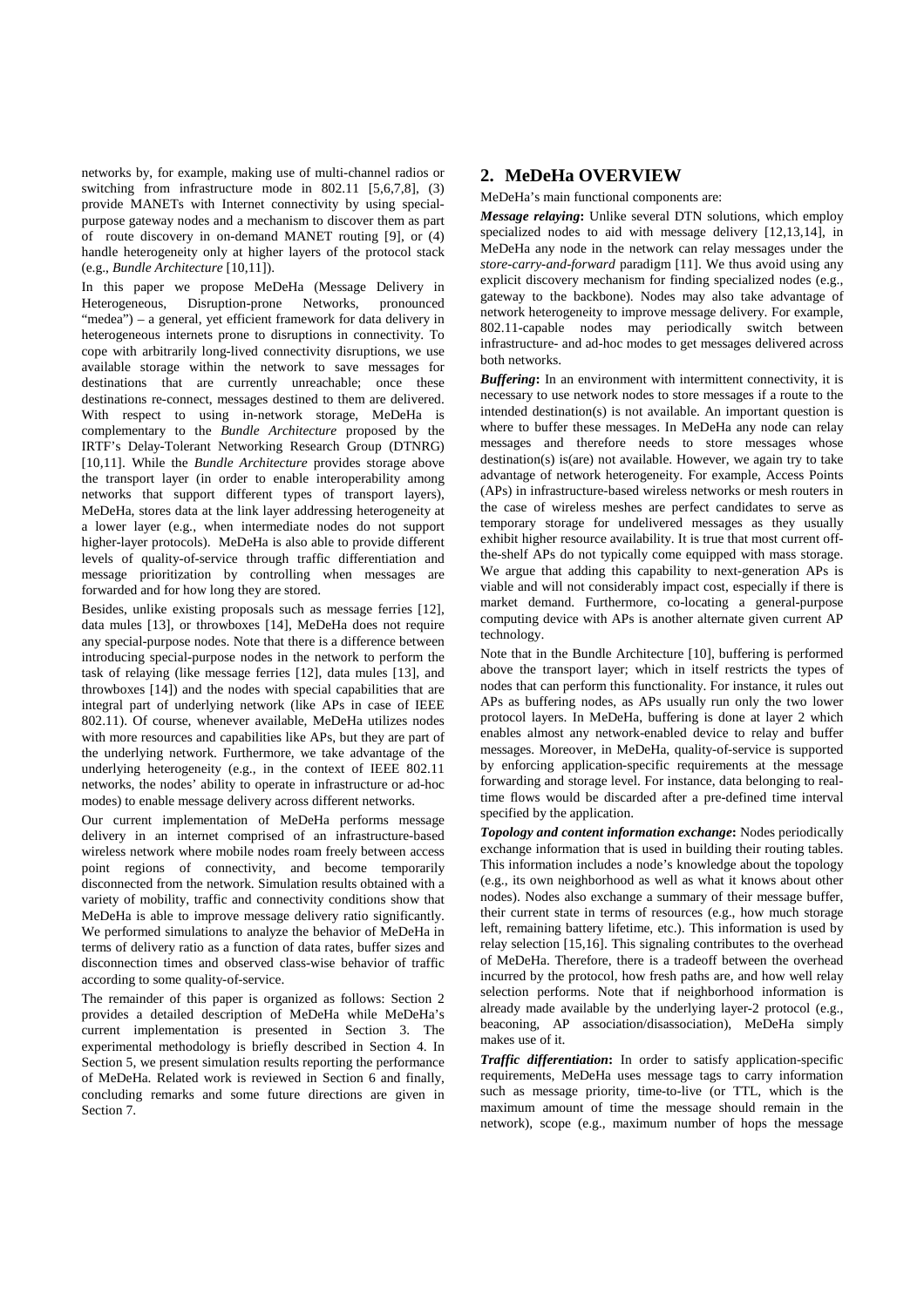networks by, for example, making use of multi-channel radios or switching from infrastructure mode in 802.11 [5,6,7,8], (3) provide MANETs with Internet connectivity by using special-purpose gateway nodes and a mechanism to discover them as part of route discovery in on-demand MANET routing [9], or (4) handle heterogeneity only at higher layers of the protocol stack (e.g., *Bundle Architecture* [10,11]).

In this paper we propose MeDeHa (Message Delivery in Heterogeneous, Disruption-prone Networks, pronounced "medea") – a general, yet efficient framework for data delivery in heterogeneous internets prone to disruptions in connectivity. To cope with arbitrarily long-lived connectivity disruptions, we use available storage within the network to save messages for destinations that are currently unreachable; once these destinations re-connect, messages destined to them are delivered. With respect to using in-network storage, MeDeHa is complementary to the *Bundle Architecture* proposed by the IRTF's Delay-Tolerant Networking Research Group (DTNRG) [10,11]. While the *Bundle Architecture* provides storage above the transport layer (in order to enable interoperability among networks that support different types of transport layers), MeDeHa, stores data at the link layer addressing heterogeneity at a lower layer (e.g., when intermediate nodes do not support higher-layer protocols). MeDeHa is also able to provide different levels of quality-of-service through traffic differentiation and message prioritization by controlling when messages are forwarded and for how long they are stored.

Besides, unlike existing proposals such as message ferries [12], data mules [13], or throwboxes [14], MeDeHa does not require any special-purpose nodes. Note that there is a difference between introducing special-purpose nodes in the network to perform the task of relaying (like message ferries [12], data mules [13], and throwboxes [14]) and the nodes with special capabilities that are integral part of underlying network (like APs in case of IEEE 802.11). Of course, whenever available, MeDeHa utilizes nodes with more resources and capabilities like APs, but they are part of the underlying network. Furthermore, we take advantage of the underlying heterogeneity (e.g., in the context of IEEE 802.11 networks, the nodes' ability to operate in infrastructure or ad-hoc modes) to enable message delivery across different networks.

Our current implementation of MeDeHa performs message delivery in an internet comprised of an infrastructure-based wireless network where mobile nodes roam freely between access point regions of connectivity, and become temporarily disconnected from the network. Simulation results obtained with a variety of mobility, traffic and connectivity conditions show that MeDeHa is able to improve message delivery ratio significantly. We performed simulations to analyze the behavior of MeDeHa in terms of delivery ratio as a function of data rates, buffer sizes and disconnection times and observed class-wise behavior of traffic according to some quality-of-service.

The remainder of this paper is organized as follows: Section 2 provides a detailed description of MeDeHa while MeDeHa's current implementation is presented in Section 3. The experimental methodology is briefly described in Section 4. In Section 5, we present simulation results reporting the performance of MeDeHa. Related work is reviewed in Section 6 and finally, concluding remarks and some future directions are given in Section 7.

## 2. MeDeHa OVERVIEW

MeDeHa's main functional components are:

***Message relaying*:** Unlike several DTN solutions, which employ specialized nodes to aid with message delivery [12,13,14], in MeDeHa any node in the network can relay messages under the *store-carry-and-forward* paradigm [11]. We thus avoid using any explicit discovery mechanism for finding specialized nodes (e.g., gateway to the backbone). Nodes may also take advantage of network heterogeneity to improve message delivery. For example, 802.11-capable nodes may periodically switch between infrastructure- and ad-hoc modes to get messages delivered across both networks.

***Buffering*:** In an environment with intermittent connectivity, it is necessary to use network nodes to store messages if a route to the intended destination(s) is not available. An important question is where to buffer these messages. In MeDeHa any node can relay messages and therefore needs to store messages whose destination(s) is(are) not available. However, we again try to take advantage of network heterogeneity. For example, Access Points (APs) in infrastructure-based wireless networks or mesh routers in the case of wireless meshes are perfect candidates to serve as temporary storage for undelivered messages as they usually exhibit higher resource availability. It is true that most current off-the-shelf APs do not typically come equipped with mass storage. We argue that adding this capability to next-generation APs is viable and will not considerably impact cost, especially if there is market demand. Furthermore, co-locating a general-purpose computing device with APs is another alternate given current AP technology.

Note that in the Bundle Architecture [10], buffering is performed above the transport layer; which in itself restricts the types of nodes that can perform this functionality. For instance, it rules out APs as buffering nodes, as APs usually run only the two lower protocol layers. In MeDeHa, buffering is done at layer 2 which enables almost any network-enabled device to relay and buffer messages. Moreover, in MeDeHa, quality-of-service is supported by enforcing application-specific requirements at the message forwarding and storage level. For instance, data belonging to real-time flows would be discarded after a pre-defined time interval specified by the application.

***Topology and content information exchange*:** Nodes periodically exchange information that is used in building their routing tables. This information includes a node's knowledge about the topology (e.g., its own neighborhood as well as what it knows about other nodes). Nodes also exchange a summary of their message buffer, their current state in terms of resources (e.g., how much storage left, remaining battery lifetime, etc.). This information is used by relay selection [15,16]. This signaling contributes to the overhead of MeDeHa. Therefore, there is a tradeoff between the overhead incurred by the protocol, how fresh paths are, and how well relay selection performs. Note that if neighborhood information is already made available by the underlying layer-2 protocol (e.g., beaconing, AP association/disassociation), MeDeHa simply makes use of it.

***Traffic differentiation*:** In order to satisfy application-specific requirements, MeDeHa uses message tags to carry information such as message priority, time-to-live (or TTL, which is the maximum amount of time the message should remain in the network), scope (e.g., maximum number of hops the message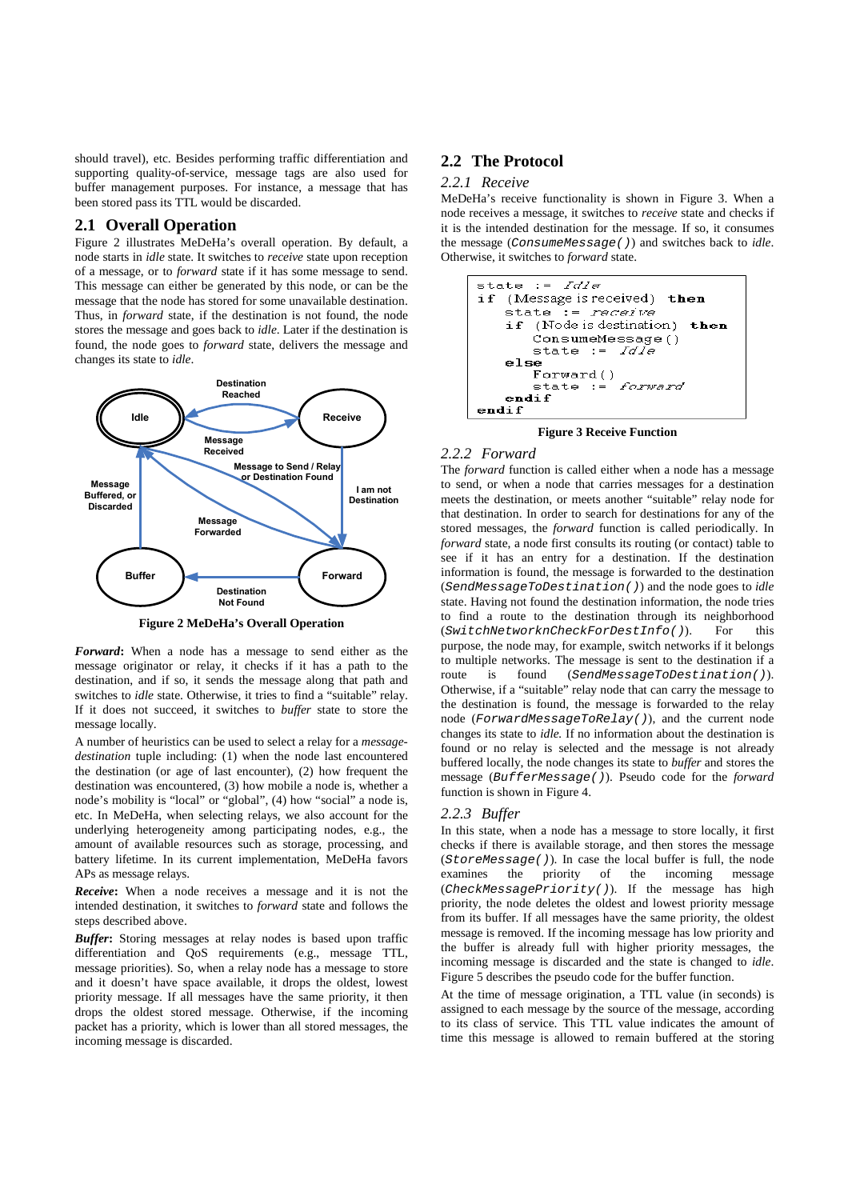should travel), etc. Besides performing traffic differentiation and supporting quality-of-service, message tags are also used for buffer management purposes. For instance, a message that has been stored pass its TTL would be discarded.

## 2.1 Overall Operation

Figure 2 illustrates MeDeHa's overall operation. By default, a node starts in *idle* state. It switches to *receive* state upon reception of a message, or to *forward* state if it has some message to send. This message can either be generated by this node, or can be the message that the node has stored for some unavailable destination. Thus, in *forward* state, if the destination is not found, the node stores the message and goes back to *idle*. Later if the destination is found, the node goes to *forward* state, delivers the message and changes its state to *idle*.

Destination Reached
Idle
Receive
Message Received
Message to Send / Relay or Destination Found
Message Buffered, or Discarded
I am not Destination
Message Forwarded
Buffer
Forward
Destination Not Found

**Figure 2 MeDeHa's Overall Operation**

***Forward*:** When a node has a message to send either as the message originator or relay, it checks if it has a path to the destination, and if so, it sends the message along that path and switches to *idle* state. Otherwise, it tries to find a "suitable" relay. If it does not succeed, it switches to *buffer* state to store the message locally.

A number of heuristics can be used to select a relay for a *message-destination* tuple including: (1) when the node last encountered the destination (or age of last encounter), (2) how frequent the destination was encountered, (3) how mobile a node is, whether a node's mobility is "local" or "global", (4) how "social" a node is, etc. In MeDeHa, when selecting relays, we also account for the underlying heterogeneity among participating nodes, e.g., the amount of available resources such as storage, processing, and battery lifetime. In its current implementation, MeDeHa favors APs as message relays.

***Receive*:** When a node receives a message and it is not the intended destination, it switches to *forward* state and follows the steps described above.

***Buffer*:** Storing messages at relay nodes is based upon traffic differentiation and QoS requirements (e.g., message TTL, message priorities). So, when a relay node has a message to store and it doesn't have space available, it drops the oldest, lowest priority message. If all messages have the same priority, it then drops the oldest stored message. Otherwise, if the incoming packet has a priority, which is lower than all stored messages, the incoming message is discarded.

## 2.2 The Protocol

### 2.2.1 Receive

MeDeHa's receive functionality is shown in Figure 3. When a node receives a message, it switches to *receive* state and checks if it is the intended destination for the message. If so, it consumes the message (`ConsumeMessage()`) and switches back to *idle*. Otherwise, it switches to *forward* state.

```
state := Idle
if (Message is received) then
    state := receive
    if (Node is destination) then
        ConsumeMessage()
        state := Idle
    else
        Forward()
        state := forward
    endif
endif
```

**Figure 3 Receive Function**

### 2.2.2 Forward

The *forward* function is called either when a node has a message to send, or when a node that carries messages for a destination meets the destination, or meets another "suitable" relay node for that destination. In order to search for destinations for any of the stored messages, the *forward* function is called periodically. In *forward* state, a node first consults its routing (or contact) table to see if it has an entry for a destination. If the destination information is found, the message is forwarded to the destination (`SendMessageToDestination()`) and the node goes to *idle* state. Having not found the destination information, the node tries to find a route to the destination through its neighborhood (`SwitchNetworknCheckForDestInfo()`). For this purpose, the node may, for example, switch networks if it belongs to multiple networks. The message is sent to the destination if a route is found (`SendMessageToDestination()`). Otherwise, if a "suitable" relay node that can carry the message to the destination is found, the message is forwarded to the relay node (`ForwardMessageToRelay()`), and the current node changes its state to *idle*. If no information about the destination is found or no relay is selected and the message is not already buffered locally, the node changes its state to *buffer* and stores the message (`BufferMessage()`). Pseudo code for the *forward* function is shown in Figure 4.

### 2.2.3 Buffer

In this state, when a node has a message to store locally, it first checks if there is available storage, and then stores the message (`StoreMessage()`). In case the local buffer is full, the node examines the priority of the incoming message (`CheckMessagePriority()`). If the message has high priority, the node deletes the oldest and lowest priority message from its buffer. If all messages have the same priority, the oldest message is removed. If the incoming message has low priority and the buffer is already full with higher priority messages, the incoming message is discarded and the state is changed to *idle*. Figure 5 describes the pseudo code for the buffer function.

At the time of message origination, a TTL value (in seconds) is assigned to each message by the source of the message, according to its class of service. This TTL value indicates the amount of time this message is allowed to remain buffered at the storing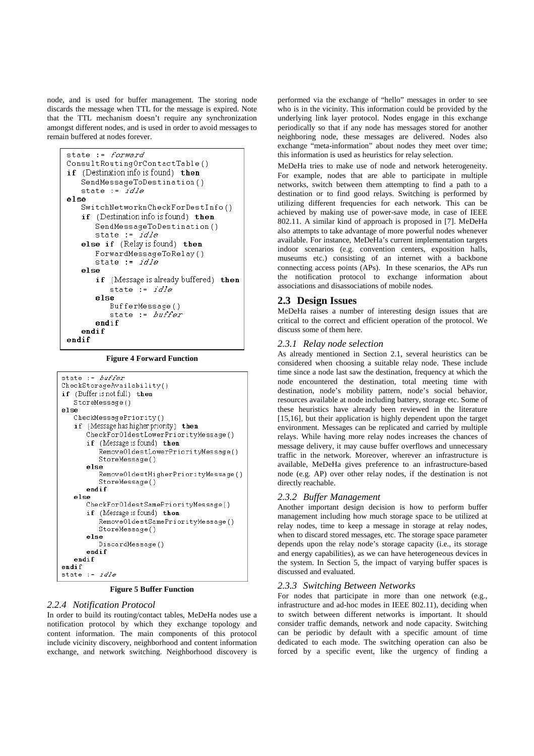node, and is used for buffer management. The storing node discards the message when TTL for the message is expired. Note that the TTL mechanism doesn't require any synchronization amongst different nodes, and is used in order to avoid messages to remain buffered at nodes forever.

```
state := forward
ConsultRoutingOrContactTable()
if (Destination info is found) then
   SendMessageToDestination()
   state := idle
else
   SwitchNetworknCheckForDestInfo()
   if (Destination info is found) then
      SendMessageToDestination()
      state := idle
   else if (Relay is found) then
      ForwardMessageToRelay()
      state := idle
   else
      if (Message is already buffered) then
         state := idle
      else
         BufferMessage()
         state := buffer
      endif
   endif
endif
```

**Figure 4 Forward Function**

```
state := buffer
CheckStorageAvailability()
if (Buffer is not full) then
   StoreMessage()
else
   CheckMessagePriority()
   if (Message has higher priority) then
      CheckForOldestLowerPriorityMessage()
      if (Message is found) then
         RemoveOldestLowerPriorityMessage()
         StoreMessage()
      else
         RemoveOldestHigherPriorityMessage()
         StoreMessage()
      endif
   else
      CheckForOldestSamePriorityMessage()
      if (Message is found) then
         RemoveOldestSamePriorityMessage()
         StoreMessage()
      else
         DiscardMessage()
      endif
   endif
endif
state := idle
```

**Figure 5 Buffer Function**

### *2.2.4 Notification Protocol*

In order to build its routing/contact tables, MeDeHa nodes use a notification protocol by which they exchange topology and content information. The main components of this protocol include vicinity discovery, neighborhood and content information exchange, and network switching. Neighborhood discovery is performed via the exchange of "hello" messages in order to see who is in the vicinity. This information could be provided by the underlying link layer protocol. Nodes engage in this exchange periodically so that if any node has messages stored for another neighboring node, these messages are delivered. Nodes also exchange "meta-information" about nodes they meet over time; this information is used as heuristics for relay selection.

MeDeHa tries to make use of node and network heterogeneity. For example, nodes that are able to participate in multiple networks, switch between them attempting to find a path to a destination or to find good relays. Switching is performed by utilizing different frequencies for each network. This can be achieved by making use of power-save mode, in case of IEEE 802.11. A similar kind of approach is proposed in [7]. MeDeHa also attempts to take advantage of more powerful nodes whenever available. For instance, MeDeHa's current implementation targets indoor scenarios (e.g. convention centers, exposition halls, museums etc.) consisting of an internet with a backbone connecting access points (APs). In these scenarios, the APs run the notification protocol to exchange information about associations and disassociations of mobile nodes.

## 2.3 Design Issues

MeDeHa raises a number of interesting design issues that are critical to the correct and efficient operation of the protocol. We discuss some of them here.

### *2.3.1 Relay node selection*

As already mentioned in Section 2.1, several heuristics can be considered when choosing a suitable relay node. These include time since a node last saw the destination, frequency at which the node encountered the destination, total meeting time with destination, node's mobility pattern, node's social behavior, resources available at node including battery, storage etc. Some of these heuristics have already been reviewed in the literature [15,16], but their application is highly dependent upon the target environment. Messages can be replicated and carried by multiple relays. While having more relay nodes increases the chances of message delivery, it may cause buffer overflows and unnecessary traffic in the network. Moreover, wherever an infrastructure is available, MeDeHa gives preference to an infrastructure-based node (e.g. AP) over other relay nodes, if the destination is not directly reachable.

### *2.3.2 Buffer Management*

Another important design decision is how to perform buffer management including how much storage space to be utilized at relay nodes, time to keep a message in storage at relay nodes, when to discard stored messages, etc. The storage space parameter depends upon the relay node's storage capacity (i.e., its storage and energy capabilities), as we can have heterogeneous devices in the system. In Section 5, the impact of varying buffer spaces is discussed and evaluated.

### *2.3.3 Switching Between Networks*

For nodes that participate in more than one network (e.g., infrastructure and ad-hoc modes in IEEE 802.11), deciding when to switch between different networks is important. It should consider traffic demands, network and node capacity. Switching can be periodic by default with a specific amount of time dedicated to each mode. The switching operation can also be forced by a specific event, like the urgency of finding a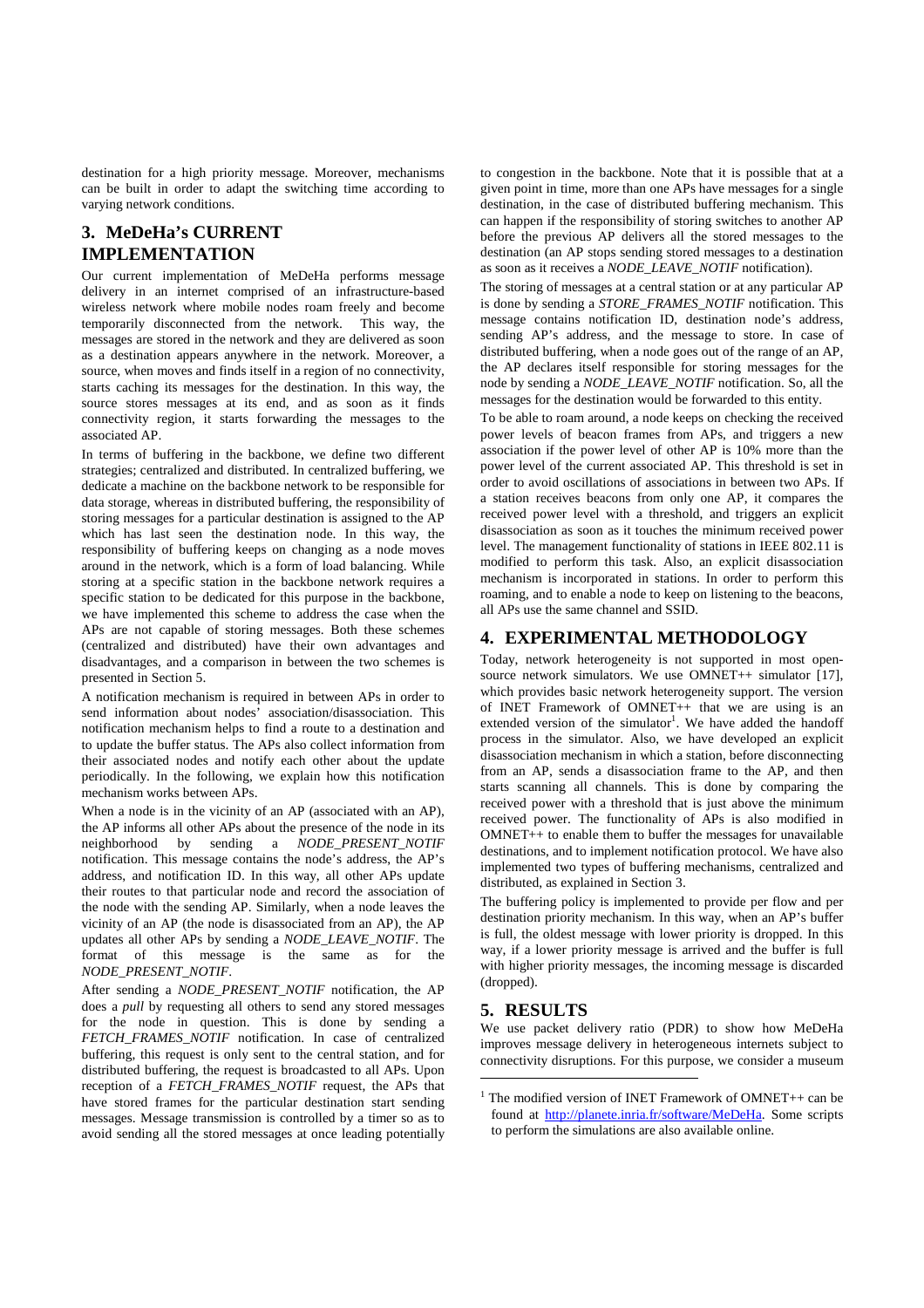destination for a high priority message. Moreover, mechanisms can be built in order to adapt the switching time according to varying network conditions.

## 3. MeDeHa's CURRENT IMPLEMENTATION

Our current implementation of MeDeHa performs message delivery in an internet comprised of an infrastructure-based wireless network where mobile nodes roam freely and become temporarily disconnected from the network. This way, the messages are stored in the network and they are delivered as soon as a destination appears anywhere in the network. Moreover, a source, when moves and finds itself in a region of no connectivity, starts caching its messages for the destination. In this way, the source stores messages at its end, and as soon as it finds connectivity region, it starts forwarding the messages to the associated AP.

In terms of buffering in the backbone, we define two different strategies; centralized and distributed. In centralized buffering, we dedicate a machine on the backbone network to be responsible for data storage, whereas in distributed buffering, the responsibility of storing messages for a particular destination is assigned to the AP which has last seen the destination node. In this way, the responsibility of buffering keeps on changing as a node moves around in the network, which is a form of load balancing. While storing at a specific station in the backbone network requires a specific station to be dedicated for this purpose in the backbone, we have implemented this scheme to address the case when the APs are not capable of storing messages. Both these schemes (centralized and distributed) have their own advantages and disadvantages, and a comparison in between the two schemes is presented in Section 5.

A notification mechanism is required in between APs in order to send information about nodes' association/disassociation. This notification mechanism helps to find a route to a destination and to update the buffer status. The APs also collect information from their associated nodes and notify each other about the update periodically. In the following, we explain how this notification mechanism works between APs.

When a node is in the vicinity of an AP (associated with an AP), the AP informs all other APs about the presence of the node in its neighborhood by sending a *NODE_PRESENT_NOTIF* notification. This message contains the node's address, the AP's address, and notification ID. In this way, all other APs update their routes to that particular node and record the association of the node with the sending AP. Similarly, when a node leaves the vicinity of an AP (the node is disassociated from an AP), the AP updates all other APs by sending a *NODE_LEAVE_NOTIF*. The format of this message is the same as for the *NODE_PRESENT_NOTIF*.

After sending a *NODE_PRESENT_NOTIF* notification, the AP does a *pull* by requesting all others to send any stored messages for the node in question. This is done by sending a *FETCH_FRAMES_NOTIF* notification. In case of centralized buffering, this request is only sent to the central station, and for distributed buffering, the request is broadcasted to all APs. Upon reception of a *FETCH_FRAMES_NOTIF* request, the APs that have stored frames for the particular destination start sending messages. Message transmission is controlled by a timer so as to avoid sending all the stored messages at once leading potentially to congestion in the backbone. Note that it is possible that at a given point in time, more than one APs have messages for a single destination, in the case of distributed buffering mechanism. This can happen if the responsibility of storing switches to another AP before the previous AP delivers all the stored messages to the destination (an AP stops sending stored messages to a destination as soon as it receives a *NODE_LEAVE_NOTIF* notification).

The storing of messages at a central station or at any particular AP is done by sending a *STORE_FRAMES_NOTIF* notification. This message contains notification ID, destination node's address, sending AP's address, and the message to store. In case of distributed buffering, when a node goes out of the range of an AP, the AP declares itself responsible for storing messages for the node by sending a *NODE_LEAVE_NOTIF* notification. So, all the messages for the destination would be forwarded to this entity.

To be able to roam around, a node keeps on checking the received power levels of beacon frames from APs, and triggers a new association if the power level of other AP is 10% more than the power level of the current associated AP. This threshold is set in order to avoid oscillations of associations in between two APs. If a station receives beacons from only one AP, it compares the received power level with a threshold, and triggers an explicit disassociation as soon as it touches the minimum received power level. The management functionality of stations in IEEE 802.11 is modified to perform this task. Also, an explicit disassociation mechanism is incorporated in stations. In order to perform this roaming, and to enable a node to keep on listening to the beacons, all APs use the same channel and SSID.

## 4. EXPERIMENTAL METHODOLOGY

Today, network heterogeneity is not supported in most open-source network simulators. We use OMNET++ simulator [17], which provides basic network heterogeneity support. The version of INET Framework of OMNET++ that we are using is an extended version of the simulator[1]. We have added the handoff process in the simulator. Also, we have developed an explicit disassociation mechanism in which a station, before disconnecting from an AP, sends a disassociation frame to the AP, and then starts scanning all channels. This is done by comparing the received power with a threshold that is just above the minimum received power. The functionality of APs is also modified in OMNET++ to enable them to buffer the messages for unavailable destinations, and to implement notification protocol. We have also implemented two types of buffering mechanisms, centralized and distributed, as explained in Section 3.

The buffering policy is implemented to provide per flow and per destination priority mechanism. In this way, when an AP's buffer is full, the oldest message with lower priority is dropped. In this way, if a lower priority message is arrived and the buffer is full with higher priority messages, the incoming message is discarded (dropped).

## 5. RESULTS

We use packet delivery ratio (PDR) to show how MeDeHa improves message delivery in heterogeneous internets subject to connectivity disruptions. For this purpose, we consider a museum

[1] The modified version of INET Framework of OMNET++ can be found at http://planete.inria.fr/software/MeDeHa. Some scripts to perform the simulations are also available online.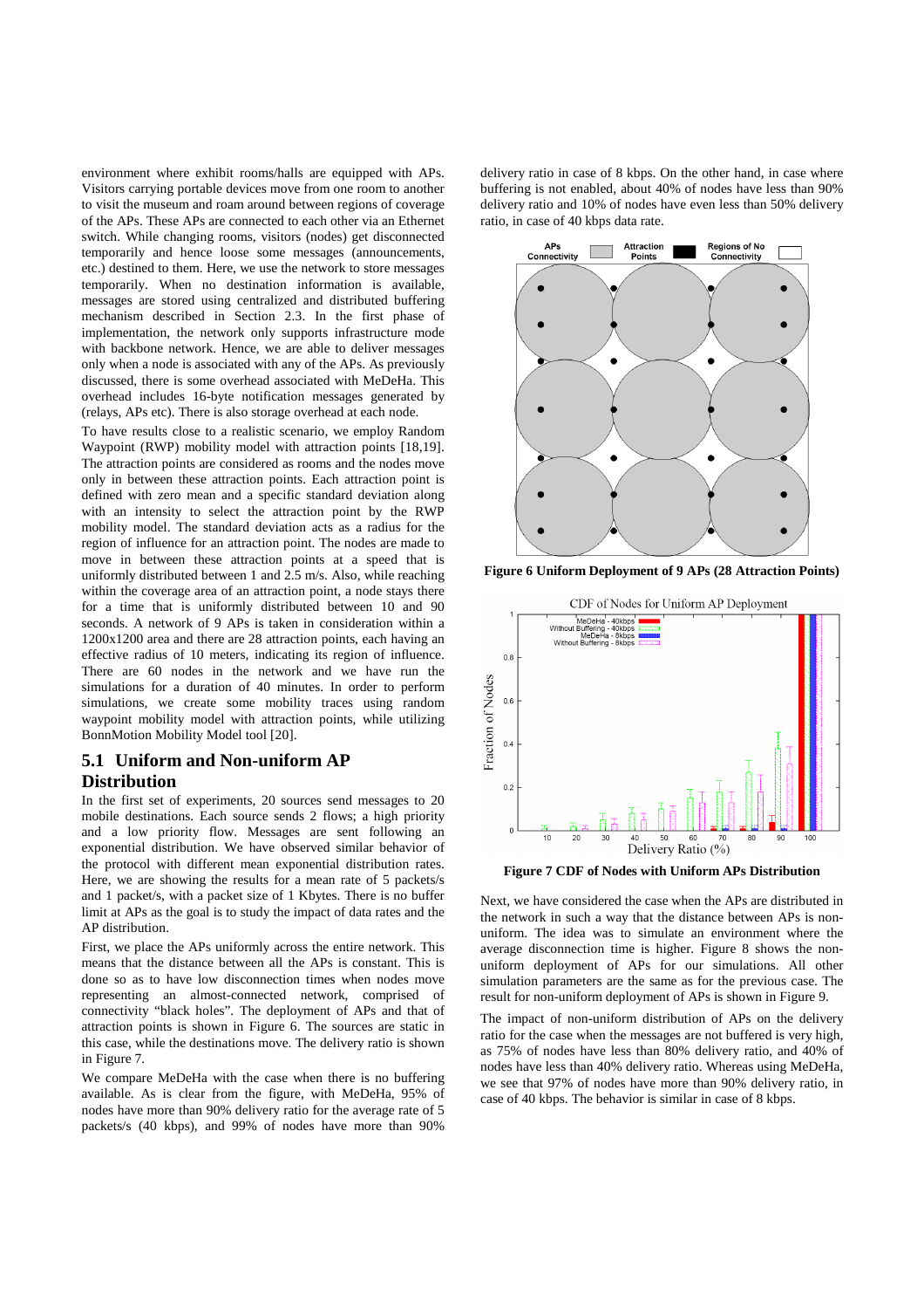environment where exhibit rooms/halls are equipped with APs. Visitors carrying portable devices move from one room to another to visit the museum and roam around between regions of coverage of the APs. These APs are connected to each other via an Ethernet switch. While changing rooms, visitors (nodes) get disconnected temporarily and hence loose some messages (announcements, etc.) destined to them. Here, we use the network to store messages temporarily. When no destination information is available, messages are stored using centralized and distributed buffering mechanism described in Section 2.3. In the first phase of implementation, the network only supports infrastructure mode with backbone network. Hence, we are able to deliver messages only when a node is associated with any of the APs. As previously discussed, there is some overhead associated with MeDeHa. This overhead includes 16-byte notification messages generated by (relays, APs etc). There is also storage overhead at each node.

To have results close to a realistic scenario, we employ Random Waypoint (RWP) mobility model with attraction points [18,19]. The attraction points are considered as rooms and the nodes move only in between these attraction points. Each attraction point is defined with zero mean and a specific standard deviation along with an intensity to select the attraction point by the RWP mobility model. The standard deviation acts as a radius for the region of influence for an attraction point. The nodes are made to move in between these attraction points at a speed that is uniformly distributed between 1 and 2.5 m/s. Also, while reaching within the coverage area of an attraction point, a node stays there for a time that is uniformly distributed between 10 and 90 seconds. A network of 9 APs is taken in consideration within a 1200x1200 area and there are 28 attraction points, each having an effective radius of 10 meters, indicating its region of influence. There are 60 nodes in the network and we have run the simulations for a duration of 40 minutes. In order to perform simulations, we create some mobility traces using random waypoint mobility model with attraction points, while utilizing BonnMotion Mobility Model tool [20].

## 5.1 Uniform and Non-uniform AP Distribution

In the first set of experiments, 20 sources send messages to 20 mobile destinations. Each source sends 2 flows; a high priority and a low priority flow. Messages are sent following an exponential distribution. We have observed similar behavior of the protocol with different mean exponential distribution rates. Here, we are showing the results for a mean rate of 5 packets/s and 1 packet/s, with a packet size of 1 Kbytes. There is no buffer limit at APs as the goal is to study the impact of data rates and the AP distribution.

First, we place the APs uniformly across the entire network. This means that the distance between all the APs is constant. This is done so as to have low disconnection times when nodes move representing an almost-connected network, comprised of connectivity "black holes". The deployment of APs and that of attraction points is shown in Figure 6. The sources are static in this case, while the destinations move. The delivery ratio is shown in Figure 7.

We compare MeDeHa with the case when there is no buffering available. As is clear from the figure, with MeDeHa, 95% of nodes have more than 90% delivery ratio for the average rate of 5 packets/s (40 kbps), and 99% of nodes have more than 90% delivery ratio in case of 8 kbps. On the other hand, in case where buffering is not enabled, about 40% of nodes have less than 90% delivery ratio and 10% of nodes have even less than 50% delivery ratio, in case of 40 kbps data rate.

**Figure 6 Uniform Deployment of 9 APs (28 Attraction Points)**

**Figure 7 CDF of Nodes with Uniform APs Distribution**

Next, we have considered the case when the APs are distributed in the network in such a way that the distance between APs is non-uniform. The idea was to simulate an environment where the average disconnection time is higher. Figure 8 shows the non-uniform deployment of APs for our simulations. All other simulation parameters are the same as for the previous case. The result for non-uniform deployment of APs is shown in Figure 9.

The impact of non-uniform distribution of APs on the delivery ratio for the case when the messages are not buffered is very high, as 75% of nodes have less than 80% delivery ratio, and 40% of nodes have less than 40% delivery ratio. Whereas using MeDeHa, we see that 97% of nodes have more than 90% delivery ratio, in case of 40 kbps. The behavior is similar in case of 8 kbps.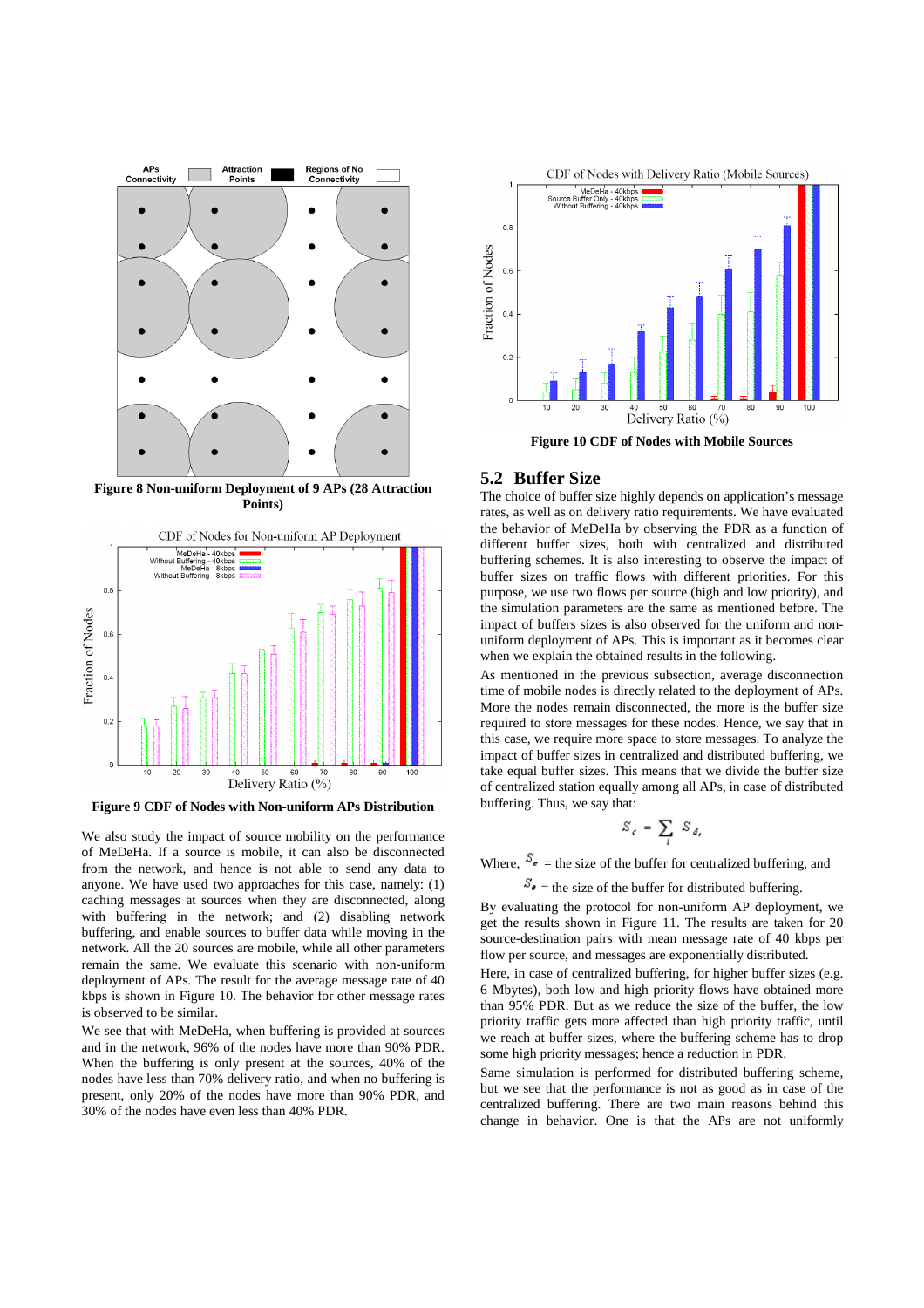Figure 8 Non-uniform Deployment of 9 APs (28 Attraction Points)

Figure 9 CDF of Nodes with Non-uniform APs Distribution

We also study the impact of source mobility on the performance of MeDeHa. If a source is mobile, it can also be disconnected from the network, and hence is not able to send any data to anyone. We have used two approaches for this case, namely: (1) caching messages at sources when they are disconnected, along with buffering in the network; and (2) disabling network buffering, and enable sources to buffer data while moving in the network. All the 20 sources are mobile, while all other parameters remain the same. We evaluate this scenario with non-uniform deployment of APs. The result for the average message rate of 40 kbps is shown in Figure 10. The behavior for other message rates is observed to be similar.

We see that with MeDeHa, when buffering is provided at sources and in the network, 96% of the nodes have more than 90% PDR. When the buffering is only present at the sources, 40% of the nodes have less than 70% delivery ratio, and when no buffering is present, only 20% of the nodes have more than 90% PDR, and 30% of the nodes have even less than 40% PDR.

Figure 10 CDF of Nodes with Mobile Sources

## 5.2 Buffer Size

The choice of buffer size highly depends on application's message rates, as well as on delivery ratio requirements. We have evaluated the behavior of MeDeHa by observing the PDR as a function of different buffer sizes, both with centralized and distributed buffering schemes. It is also interesting to observe the impact of buffer sizes on traffic flows with different priorities. For this purpose, we use two flows per source (high and low priority), and the simulation parameters are the same as mentioned before. The impact of buffers sizes is also observed for the uniform and non-uniform deployment of APs. This is important as it becomes clear when we explain the obtained results in the following.

As mentioned in the previous subsection, average disconnection time of mobile nodes is directly related to the deployment of APs. More the nodes remain disconnected, the more is the buffer size required to store messages for these nodes. Hence, we say that in this case, we require more space to store messages. To analyze the impact of buffer sizes in centralized and distributed buffering, we take equal buffer sizes. This means that we divide the buffer size of centralized station equally among all APs, in case of distributed buffering. Thus, we say that:

$$S_c = \sum_i S_{d_i}$$

Where, $S_c$ = the size of the buffer for centralized buffering, and

$S_d$ = the size of the buffer for distributed buffering.

By evaluating the protocol for non-uniform AP deployment, we get the results shown in Figure 11. The results are taken for 20 source-destination pairs with mean message rate of 40 kbps per flow per source, and messages are exponentially distributed.

Here, in case of centralized buffering, for higher buffer sizes (e.g. 6 Mbytes), both low and high priority flows have obtained more than 95% PDR. But as we reduce the size of the buffer, the low priority traffic gets more affected than high priority traffic, until we reach at buffer sizes, where the buffering scheme has to drop some high priority messages; hence a reduction in PDR.

Same simulation is performed for distributed buffering scheme, but we see that the performance is not as good as in case of the centralized buffering. There are two main reasons behind this change in behavior. One is that the APs are not uniformly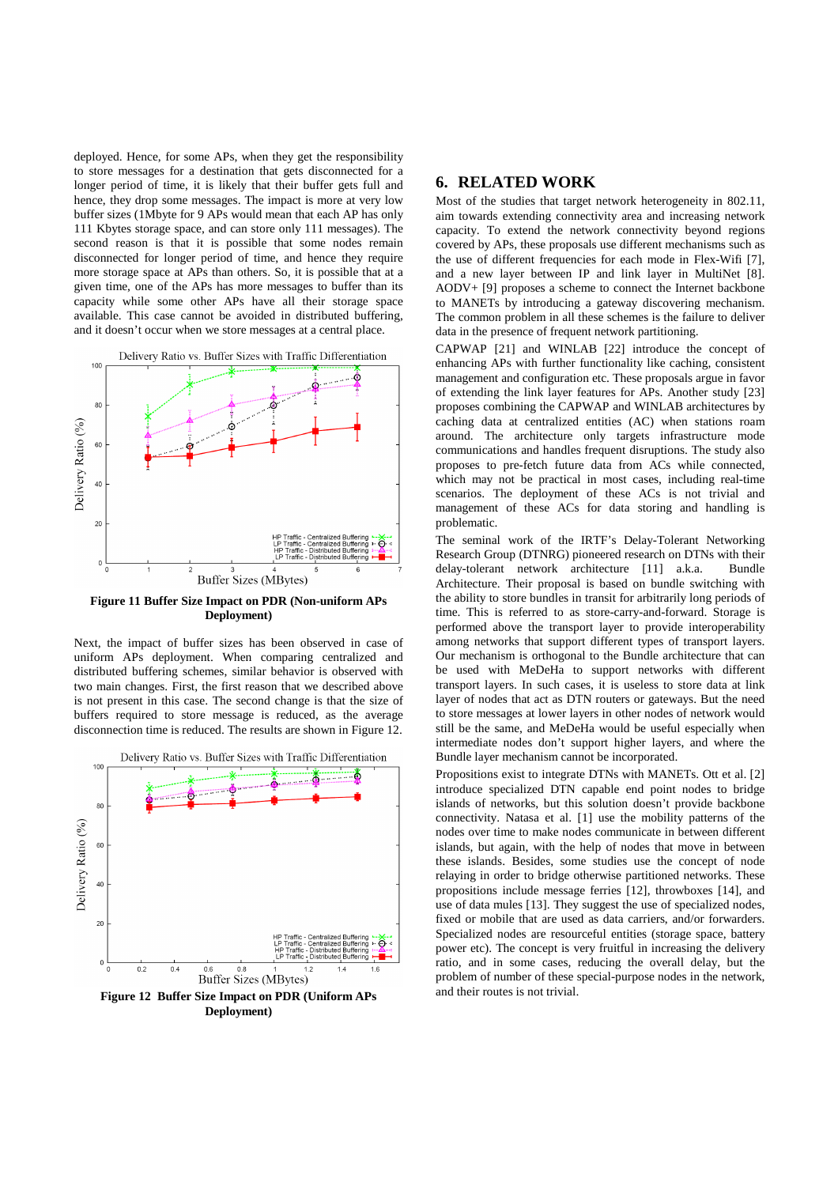deployed. Hence, for some APs, when they get the responsibility to store messages for a destination that gets disconnected for a longer period of time, it is likely that their buffer gets full and hence, they drop some messages. The impact is more at very low buffer sizes (1Mbyte for 9 APs would mean that each AP has only 111 Kbytes storage space, and can store only 111 messages). The second reason is that it is possible that some nodes remain disconnected for longer period of time, and hence they require more storage space at APs than others. So, it is possible that at a given time, one of the APs has more messages to buffer than its capacity while some other APs have all their storage space available. This case cannot be avoided in distributed buffering, and it doesn't occur when we store messages at a central place.

Delivery Ratio vs. Buffer Sizes with Traffic Differentiation

Delivery Ratio (%)

Buffer Sizes (MBytes)

HP Traffic - Centralized Buffering
LP Traffic - Centralized Buffering
HP Traffic - Distributed Buffering
LP Traffic - Distributed Buffering

0 20 40 60 80 100

0 1 2 3 4 5 6 7

**Figure 11 Buffer Size Impact on PDR (Non-uniform APs Deployment)**

Next, the impact of buffer sizes has been observed in case of uniform APs deployment. When comparing centralized and distributed buffering schemes, similar behavior is observed with two main changes. First, the first reason that we described above is not present in this case. The second change is that the size of buffers required to store message is reduced, as the average disconnection time is reduced. The results are shown in Figure 12.

Delivery Ratio vs. Buffer Sizes with Traffic Differentiation

Delivery Ratio (%)

Buffer Sizes (MBytes)

HP Traffic - Centralized Buffering
LP Traffic - Centralized Buffering
HP Traffic - Distributed Buffering
LP Traffic - Distributed Buffering

0 20 40 60 80 100

0 0.2 0.4 0.6 0.8 1 1.2 1.4 1.6

**Figure 12 Buffer Size Impact on PDR (Uniform APs Deployment)**

## 6. RELATED WORK

Most of the studies that target network heterogeneity in 802.11, aim towards extending connectivity area and increasing network capacity. To extend the network connectivity beyond regions covered by APs, these proposals use different mechanisms such as the use of different frequencies for each mode in Flex-Wifi [7], and a new layer between IP and link layer in MultiNet [8]. AODV+ [9] proposes a scheme to connect the Internet backbone to MANETs by introducing a gateway discovering mechanism. The common problem in all these schemes is the failure to deliver data in the presence of frequent network partitioning.

CAPWAP [21] and WINLAB [22] introduce the concept of enhancing APs with further functionality like caching, consistent management and configuration etc. These proposals argue in favor of extending the link layer features for APs. Another study [23] proposes combining the CAPWAP and WINLAB architectures by caching data at centralized entities (AC) when stations roam around. The architecture only targets infrastructure mode communications and handles frequent disruptions. The study also proposes to pre-fetch future data from ACs while connected, which may not be practical in most cases, including real-time scenarios. The deployment of these ACs is not trivial and management of these ACs for data storing and handling is problematic.

The seminal work of the IRTF's Delay-Tolerant Networking Research Group (DTNRG) pioneered research on DTNs with their delay-tolerant network architecture [11] a.k.a. Bundle Architecture. Their proposal is based on bundle switching with the ability to store bundles in transit for arbitrarily long periods of time. This is referred to as store-carry-and-forward. Storage is performed above the transport layer to provide interoperability among networks that support different types of transport layers. Our mechanism is orthogonal to the Bundle architecture that can be used with MeDeHa to support networks with different transport layers. In such cases, it is useless to store data at link layer of nodes that act as DTN routers or gateways. But the need to store messages at lower layers in other nodes of network would still be the same, and MeDeHa would be useful especially when intermediate nodes don't support higher layers, and where the Bundle layer mechanism cannot be incorporated.

Propositions exist to integrate DTNs with MANETs. Ott et al. [2] introduce specialized DTN capable end point nodes to bridge islands of networks, but this solution doesn't provide backbone connectivity. Natasa et al. [1] use the mobility patterns of the nodes over time to make nodes communicate in between different islands, but again, with the help of nodes that move in between these islands. Besides, some studies use the concept of node relaying in order to bridge otherwise partitioned networks. These propositions include message ferries [12], throwboxes [14], and use of data mules [13]. They suggest the use of specialized nodes, fixed or mobile that are used as data carriers, and/or forwarders. Specialized nodes are resourceful entities (storage space, battery power etc). The concept is very fruitful in increasing the delivery ratio, and in some cases, reducing the overall delay, but the problem of number of these special-purpose nodes in the network, and their routes is not trivial.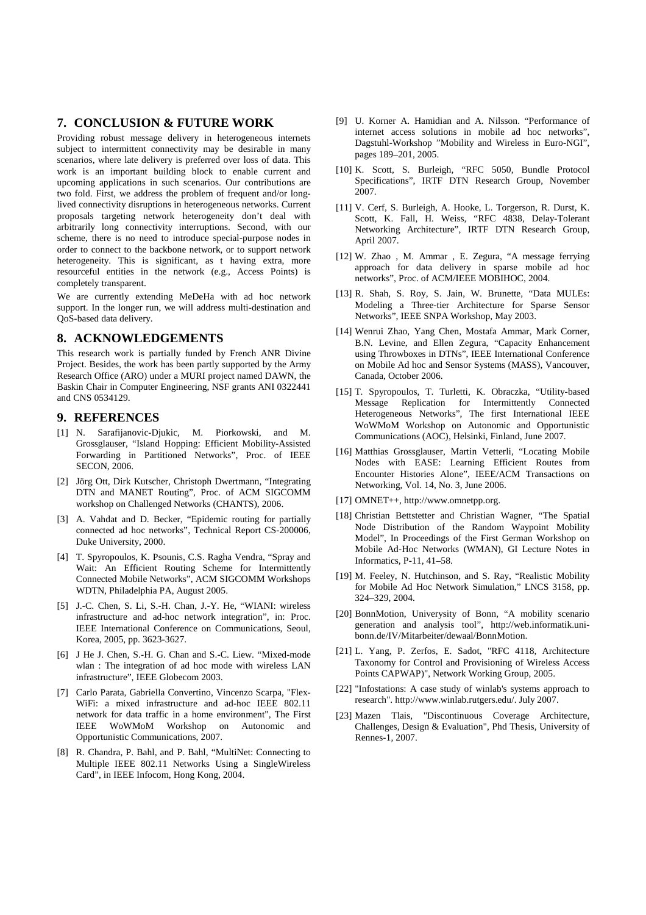## 7. CONCLUSION & FUTURE WORK

Providing robust message delivery in heterogeneous internets subject to intermittent connectivity may be desirable in many scenarios, where late delivery is preferred over loss of data. This work is an important building block to enable current and upcoming applications in such scenarios. Our contributions are two fold. First, we address the problem of frequent and/or long-lived connectivity disruptions in heterogeneous networks. Current proposals targeting network heterogeneity don't deal with arbitrarily long connectivity interruptions. Second, with our scheme, there is no need to introduce special-purpose nodes in order to connect to the backbone network, or to support network heterogeneity. This is significant, as t having extra, more resourceful entities in the network (e.g., Access Points) is completely transparent.

We are currently extending MeDeHa with ad hoc network support. In the longer run, we will address multi-destination and QoS-based data delivery.

## 8. ACKNOWLEDGEMENTS

This research work is partially funded by French ANR Divine Project. Besides, the work has been partly supported by the Army Research Office (ARO) under a MURI project named DAWN, the Baskin Chair in Computer Engineering, NSF grants ANI 0322441 and CNS 0534129.

## 9. REFERENCES

[1] N. Sarafijanovic-Djukic, M. Piorkowski, and M. Grossglauser, "Island Hopping: Efficient Mobility-Assisted Forwarding in Partitioned Networks", Proc. of IEEE SECON, 2006.

[2] Jörg Ott, Dirk Kutscher, Christoph Dwertmann, "Integrating DTN and MANET Routing", Proc. of ACM SIGCOMM workshop on Challenged Networks (CHANTS), 2006.

[3] A. Vahdat and D. Becker, "Epidemic routing for partially connected ad hoc networks", Technical Report CS-200006, Duke University, 2000.

[4] T. Spyropoulos, K. Psounis, C.S. Ragha Vendra, "Spray and Wait: An Efficient Routing Scheme for Intermittently Connected Mobile Networks", ACM SIGCOMM Workshops WDTN, Philadelphia PA, August 2005.

[5] J.-C. Chen, S. Li, S.-H. Chan, J.-Y. He, "WIANI: wireless infrastructure and ad-hoc network integration", in: Proc. IEEE International Conference on Communications, Seoul, Korea, 2005, pp. 3623-3627.

[6] J He J. Chen, S.-H. G. Chan and S.-C. Liew. "Mixed-mode wlan : The integration of ad hoc mode with wireless LAN infrastructure", IEEE Globecom 2003.

[7] Carlo Parata, Gabriella Convertino, Vincenzo Scarpa, "Flex-WiFi: a mixed infrastructure and ad-hoc IEEE 802.11 network for data traffic in a home environment", The First IEEE WoWMoM Workshop on Autonomic and Opportunistic Communications, 2007.

[8] R. Chandra, P. Bahl, and P. Bahl, "MultiNet: Connecting to Multiple IEEE 802.11 Networks Using a SingleWireless Card", in IEEE Infocom, Hong Kong, 2004.

[9] U. Korner A. Hamidian and A. Nilsson. "Performance of internet access solutions in mobile ad hoc networks", Dagstuhl-Workshop "Mobility and Wireless in Euro-NGI", pages 189–201, 2005.

[10] K. Scott, S. Burleigh, "RFC 5050, Bundle Protocol Specifications", IRTF DTN Research Group, November 2007.

[11] V. Cerf, S. Burleigh, A. Hooke, L. Torgerson, R. Durst, K. Scott, K. Fall, H. Weiss, "RFC 4838, Delay-Tolerant Networking Architecture", IRTF DTN Research Group, April 2007.

[12] W. Zhao , M. Ammar , E. Zegura, "A message ferrying approach for data delivery in sparse mobile ad hoc networks", Proc. of ACM/IEEE MOBIHOC, 2004.

[13] R. Shah, S. Roy, S. Jain, W. Brunette, "Data MULEs: Modeling a Three-tier Architecture for Sparse Sensor Networks", IEEE SNPA Workshop, May 2003.

[14] Wenrui Zhao, Yang Chen, Mostafa Ammar, Mark Corner, B.N. Levine, and Ellen Zegura, "Capacity Enhancement using Throwboxes in DTNs", IEEE International Conference on Mobile Ad hoc and Sensor Systems (MASS), Vancouver, Canada, October 2006.

[15] T. Spyropoulos, T. Turletti, K. Obraczka, "Utility-based Message Replication for Intermittently Connected Heterogeneous Networks", The first International IEEE WoWMoM Workshop on Autonomic and Opportunistic Communications (AOC), Helsinki, Finland, June 2007.

[16] Matthias Grossglauser, Martin Vetterli, "Locating Mobile Nodes with EASE: Learning Efficient Routes from Encounter Histories Alone", IEEE/ACM Transactions on Networking, Vol. 14, No. 3, June 2006.

[17] OMNET++, http://www.omnetpp.org.

[18] Christian Bettstetter and Christian Wagner, "The Spatial Node Distribution of the Random Waypoint Mobility Model", In Proceedings of the First German Workshop on Mobile Ad-Hoc Networks (WMAN), GI Lecture Notes in Informatics, P-11, 41–58.

[19] M. Feeley, N. Hutchinson, and S. Ray, "Realistic Mobility for Mobile Ad Hoc Network Simulation," LNCS 3158, pp. 324–329, 2004.

[20] BonnMotion, Univerysity of Bonn, "A mobility scenario generation and analysis tool", http://web.informatik.uni-bonn.de/IV/Mitarbeiter/dewaal/BonnMotion.

[21] L. Yang, P. Zerfos, E. Sadot, "RFC 4118, Architecture Taxonomy for Control and Provisioning of Wireless Access Points CAPWAP)", Network Working Group, 2005.

[22] "Infostations: A case study of winlab's systems approach to research". http://www.winlab.rutgers.edu/. July 2007.

[23] Mazen Tlais, "Discontinuous Coverage Architecture, Challenges, Design & Evaluation", Phd Thesis, University of Rennes-1, 2007.